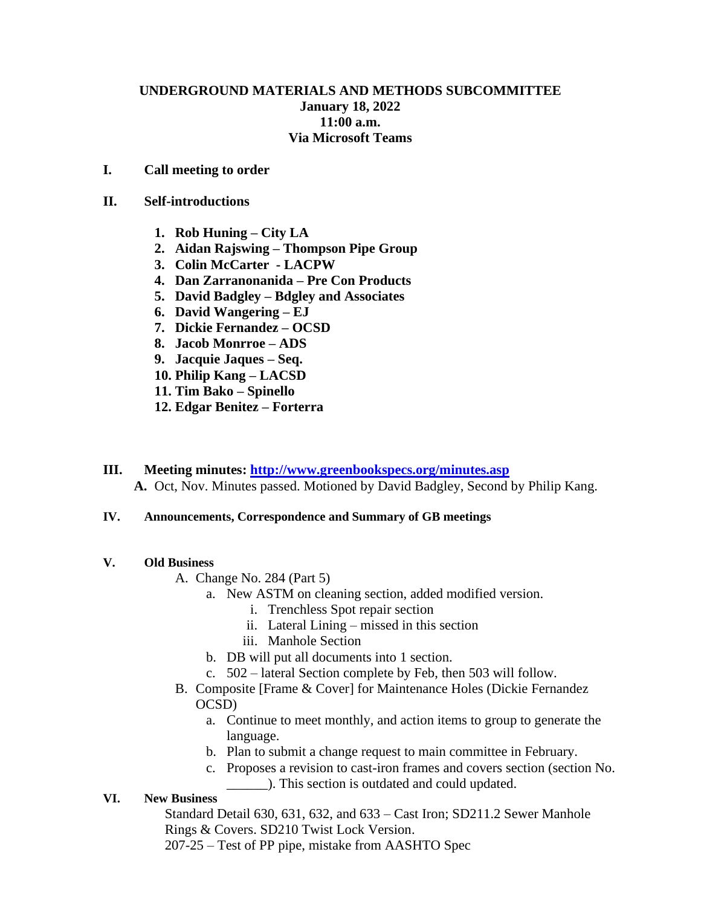# UNDERGROUND MATERIALS AND METHODS SUBCOMMITTEE
**January 18, 2022**
**11:00 a.m.**
**Via Microsoft Teams**

**I. Call meeting to order**

**II. Self-introductions**

1. **Rob Huning – City LA**
2. **Aidan Rajswing – Thompson Pipe Group**
3. **Colin McCarter - LACPW**
4. **Dan Zarranonanida – Pre Con Products**
5. **David Badgley – Bdgley and Associates**
6. **David Wangering – EJ**
7. **Dickie Fernandez – OCSD**
8. **Jacob Monrroe – ADS**
9. **Jacquie Jaques – Seq.**
10. **Philip Kang – LACSD**
11. **Tim Bako – Spinello**
12. **Edgar Benitez – Forterra**

**III. Meeting minutes: [http://www.greenbookspecs.org/minutes.asp](http://www.greenbookspecs.org/minutes.asp)**

**A.** Oct, Nov. Minutes passed. Motioned by David Badgley, Second by Philip Kang.

**IV. Announcements, Correspondence and Summary of GB meetings**

**V. Old Business**

A. Change No. 284 (Part 5)
   a. New ASTM on cleaning section, added modified version.
      i. Trenchless Spot repair section
      ii. Lateral Lining – missed in this section
      iii. Manhole Section
   b. DB will put all documents into 1 section.
   c. 502 – lateral Section complete by Feb, then 503 will follow.

B. Composite [Frame & Cover] for Maintenance Holes (Dickie Fernandez OCSD)
   a. Continue to meet monthly, and action items to group to generate the language.
   b. Plan to submit a change request to main committee in February.
   c. Proposes a revision to cast-iron frames and covers section (section No. ______). This section is outdated and could updated.

**VI. New Business**

Standard Detail 630, 631, 632, and 633 – Cast Iron; SD211.2 Sewer Manhole Rings & Covers. SD210 Twist Lock Version.

207-25 – Test of PP pipe, mistake from AASHTO Spec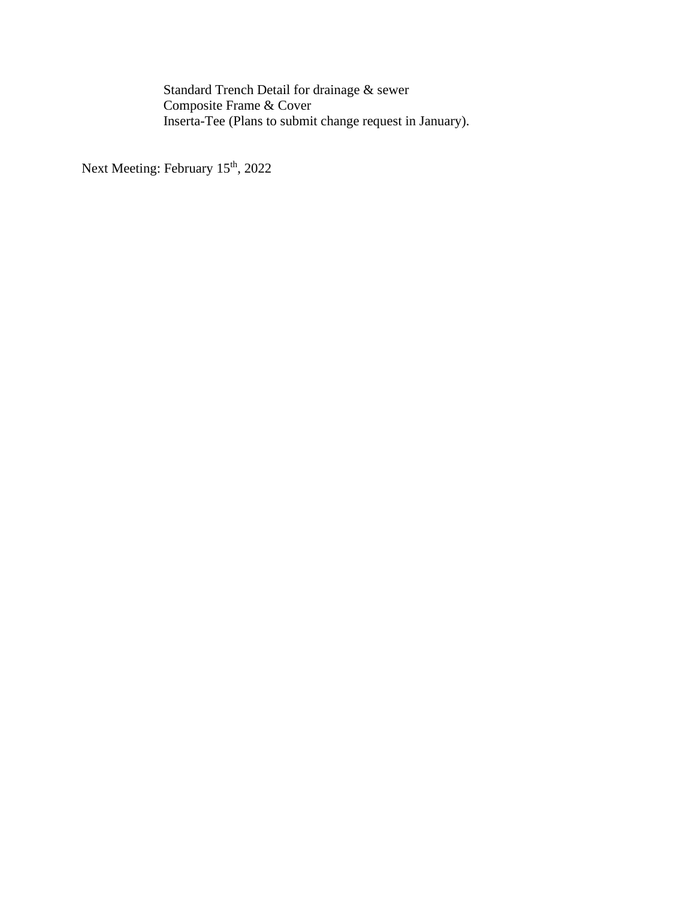Standard Trench Detail for drainage & sewer
Composite Frame & Cover
Inserta-Tee (Plans to submit change request in January).

Next Meeting: February 15th, 2022